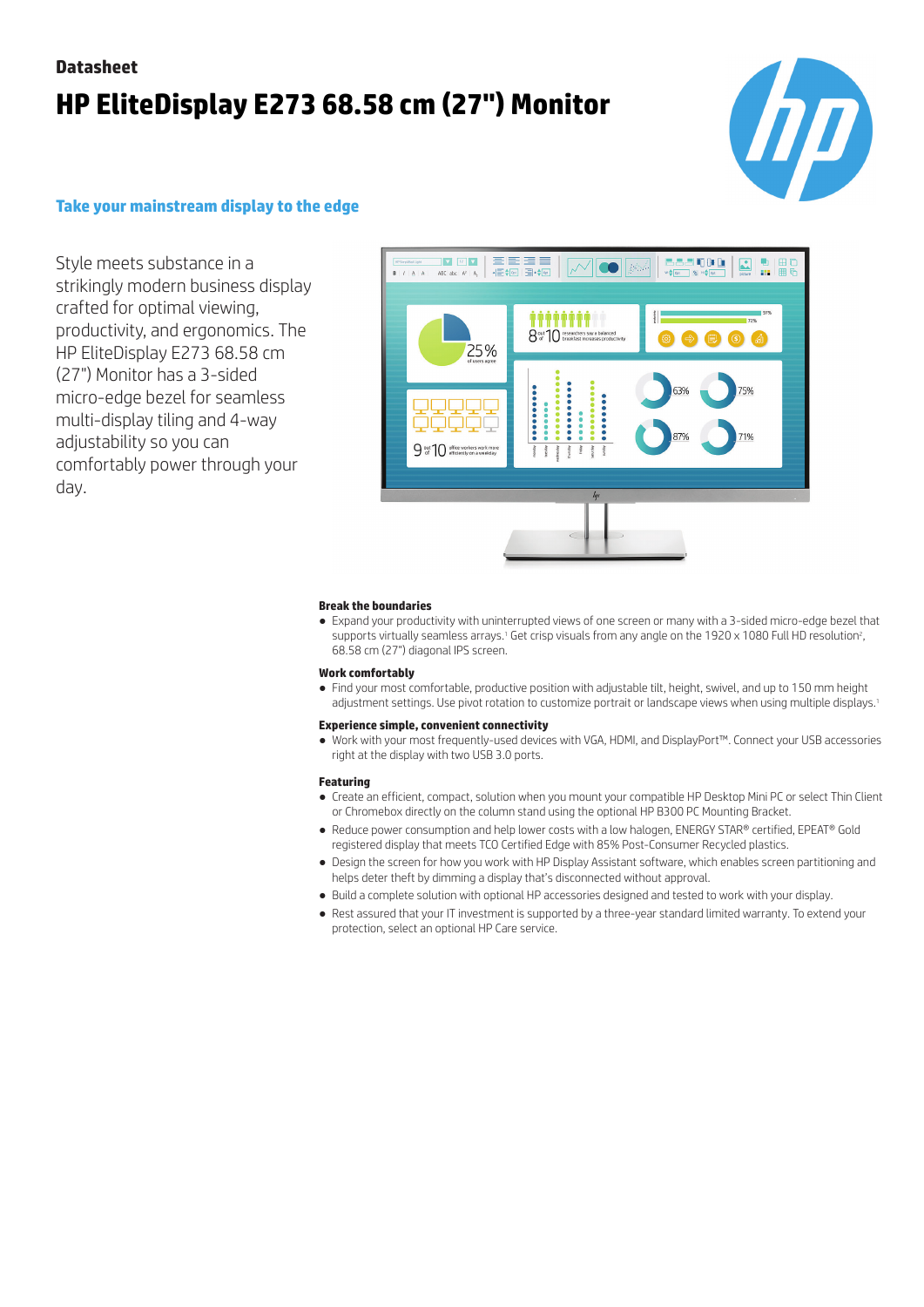Datasheet

# HP EliteDisplay E273 68.58 cm (27") Monitor

## Take your mainstream display to the edge

Style meets substance in a strikingly modern business display crafted for optimal viewing, productivity, and ergonomics. The HP EliteDisplay E273 68.58 cm (27") Monitor has a 3-sided micro-edge bezel for seamless multi-display tiling and 4-way adjustability so you can comfortably power through your day.

### Break the boundaries

- Expand your productivity with uninterrupted views of one screen or many with a 3-sided micro-edge bezel that supports virtually seamless arrays.[1] Get crisp visuals from any angle on the 1920 x 1080 Full HD resolution[2], 68.58 cm (27") diagonal IPS screen.

### Work comfortably

- Find your most comfortable, productive position with adjustable tilt, height, swivel, and up to 150 mm height adjustment settings. Use pivot rotation to customize portrait or landscape views when using multiple displays.[1]

### Experience simple, convenient connectivity

- Work with your most frequently-used devices with VGA, HDMI, and DisplayPort™. Connect your USB accessories right at the display with two USB 3.0 ports.

### Featuring

- Create an efficient, compact, solution when you mount your compatible HP Desktop Mini PC or select Thin Client or Chromebox directly on the column stand using the optional HP B300 PC Mounting Bracket.
- Reduce power consumption and help lower costs with a low halogen, ENERGY STAR® certified, EPEAT® Gold registered display that meets TCO Certified Edge with 85% Post-Consumer Recycled plastics.
- Design the screen for how you work with HP Display Assistant software, which enables screen partitioning and helps deter theft by dimming a display that's disconnected without approval.
- Build a complete solution with optional HP accessories designed and tested to work with your display.
- Rest assured that your IT investment is supported by a three-year standard limited warranty. To extend your protection, select an optional HP Care service.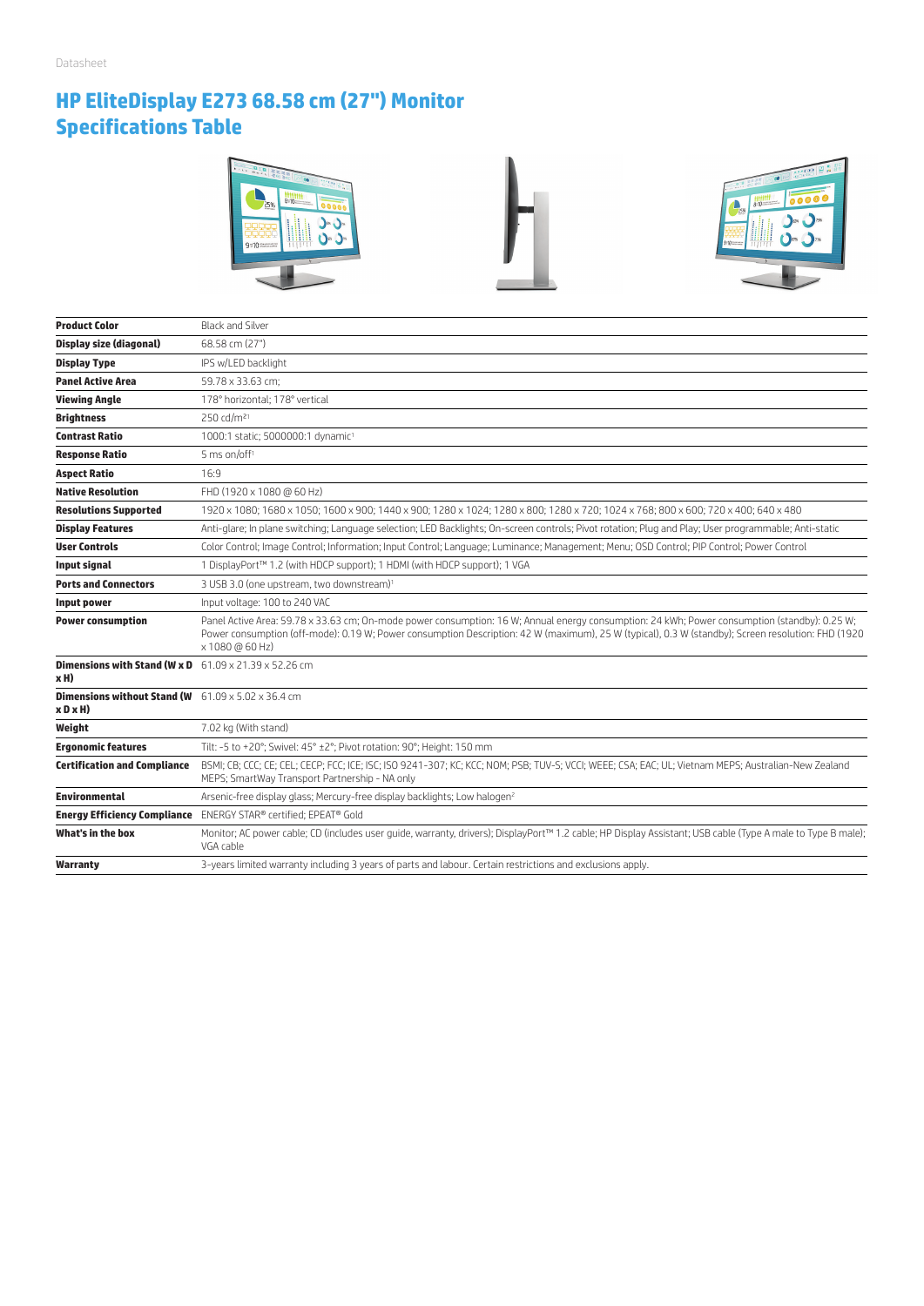Datasheet

# HP EliteDisplay E273 68.58 cm (27") Monitor Specifications Table

| | |
|---|---|
| **Product Color** | Black and Silver |
| **Display size (diagonal)** | 68.58 cm (27") |
| **Display Type** | IPS w/LED backlight |
| **Panel Active Area** | 59.78 x 33.63 cm; |
| **Viewing Angle** | 178° horizontal; 178° vertical |
| **Brightness** | 250 cd/m²[1] |
| **Contrast Ratio** | 1000:1 static; 5000000:1 dynamic[1] |
| **Response Ratio** | 5 ms on/off[1] |
| **Aspect Ratio** | 16:9 |
| **Native Resolution** | FHD (1920 x 1080 @ 60 Hz) |
| **Resolutions Supported** | 1920 x 1080; 1680 x 1050; 1600 x 900; 1440 x 900; 1280 x 1024; 1280 x 800; 1280 x 720; 1024 x 768; 800 x 600; 720 x 400; 640 x 480 |
| **Display Features** | Anti-glare; In plane switching; Language selection; LED Backlights; On-screen controls; Pivot rotation; Plug and Play; User programmable; Anti-static |
| **User Controls** | Color Control; Image Control; Information; Input Control; Language; Luminance; Management; Menu; OSD Control; PIP Control; Power Control |
| **Input signal** | 1 DisplayPort™ 1.2 (with HDCP support); 1 HDMI (with HDCP support); 1 VGA |
| **Ports and Connectors** | 3 USB 3.0 (one upstream, two downstream)[1] |
| **Input power** | Input voltage: 100 to 240 VAC |
| **Power consumption** | Panel Active Area: 59.78 x 33.63 cm; On-mode power consumption: 16 W; Annual energy consumption: 24 kWh; Power consumption (standby): 0.25 W; Power consumption (off-mode): 0.19 W; Power consumption Description: 42 W (maximum), 25 W (typical), 0.3 W (standby); Screen resolution: FHD (1920 x 1080 @ 60 Hz) |
| **Dimensions with Stand (W x D x H)** | 61.09 x 21.39 x 52.26 cm |
| **Dimensions without Stand (W x D x H)** | 61.09 x 5.02 x 36.4 cm |
| **Weight** | 7.02 kg (With stand) |
| **Ergonomic features** | Tilt: -5 to +20°; Swivel: 45° ±2°; Pivot rotation: 90°; Height: 150 mm |
| **Certification and Compliance** | BSMI; CB; CCC; CE; CEL; CECP; FCC; ICE; ISC; ISO 9241-307; KC; KCC; NOM; PSB; TUV-S; VCCI; WEEE; CSA; EAC; UL; Vietnam MEPS; Australian-New Zealand MEPS; SmartWay Transport Partnership - NA only |
| **Environmental** | Arsenic-free display glass; Mercury-free display backlights; Low halogen[2] |
| **Energy Efficiency Compliance** | ENERGY STAR® certified; EPEAT® Gold |
| **What's in the box** | Monitor; AC power cable; CD (includes user guide, warranty, drivers); DisplayPort™ 1.2 cable; HP Display Assistant; USB cable (Type A male to Type B male); VGA cable |
| **Warranty** | 3-years limited warranty including 3 years of parts and labour. Certain restrictions and exclusions apply. |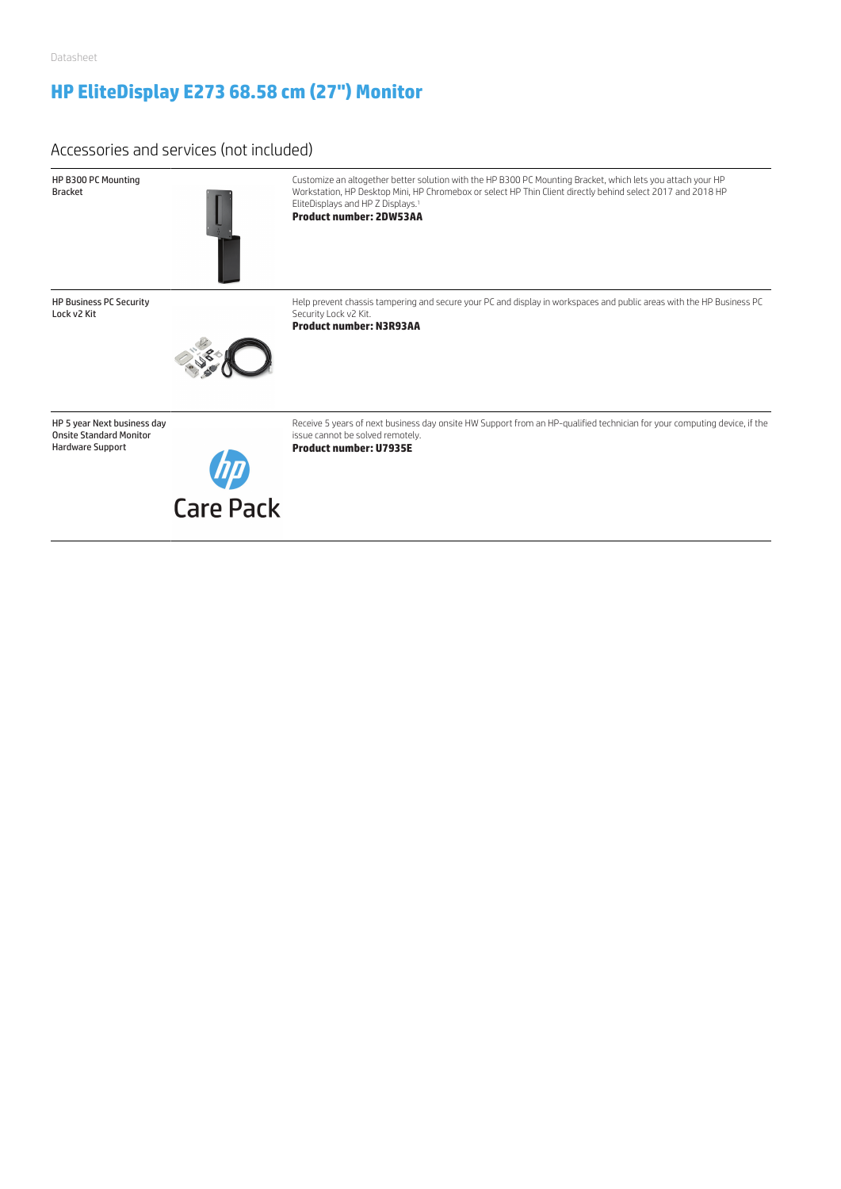Datasheet

# HP EliteDisplay E273 68.58 cm (27") Monitor

## Accessories and services (not included)

| | |
|---|---|
| HP B300 PC Mounting Bracket | Customize an altogether better solution with the HP B300 PC Mounting Bracket, which lets you attach your HP Workstation, HP Desktop Mini, HP Chromebox or select HP Thin Client directly behind select 2017 and 2018 HP EliteDisplays and HP Z Displays.[1] **Product number: 2DW53AA** |
| HP Business PC Security Lock v2 Kit | Help prevent chassis tampering and secure your PC and display in workspaces and public areas with the HP Business PC Security Lock v2 Kit. **Product number: N3R93AA** |
| HP 5 year Next business day Onsite Standard Monitor Hardware Support | Receive 5 years of next business day onsite HW Support from an HP-qualified technician for your computing device, if the issue cannot be solved remotely. **Product number: U7935E** |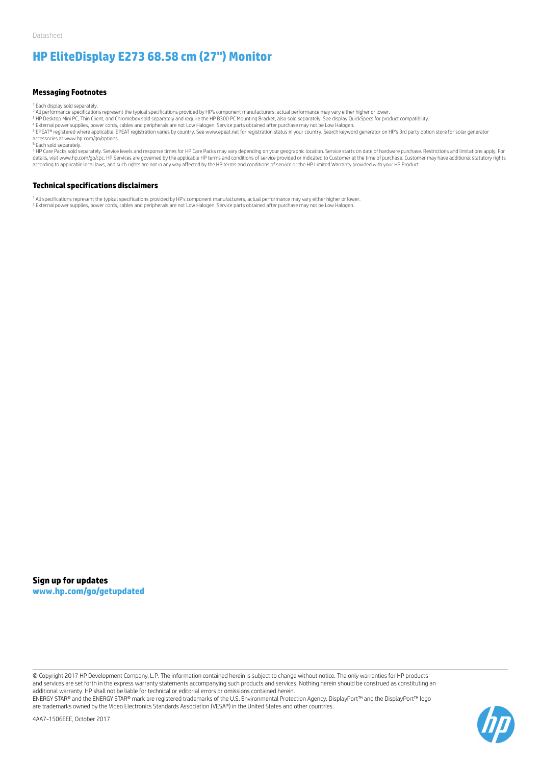Datasheet

# HP EliteDisplay E273 68.58 cm (27") Monitor

### Messaging Footnotes

[1] Each display sold separately.
[2] All performance specifications represent the typical specifications provided by HP's component manufacturers; actual performance may vary either higher or lower.
[3] HP Desktop Mini PC, Thin Client, and Chromebox sold separately and require the HP B300 PC Mounting Bracket, also sold separately. See display QuickSpecs for product compatibility.
[4] External power supplies, power cords, cables and peripherals are not Low Halogen. Service parts obtained after purchase may not be Low Halogen.
[5] EPEAT® registered where applicable. EPEAT registration varies by country. See www.epeat.net for registration status in your country. Search keyword generator on HP's 3rd party option store for solar generator accessories at www.hp.com/go/options.
[6] Each sold separately.
[7] HP Care Packs sold separately. Service levels and response times for HP Care Packs may vary depending on your geographic location. Service starts on date of hardware purchase. Restrictions and limitations apply. For details, visit www.hp.com/go/cpc. HP Services are governed by the applicable HP terms and conditions of service provided or indicated to Customer at the time of purchase. Customer may have additional statutory rights according to applicable local laws, and such rights are not in any way affected by the HP terms and conditions of service or the HP Limited Warranty provided with your HP Product.

### Technical specifications disclaimers

[1] All specifications represent the typical specifications provided by HP's component manufacturers, actual performance may vary either higher or lower.
[2] External power supplies, power cords, cables and peripherals are not Low Halogen. Service parts obtained after purchase may not be Low Halogen.

**Sign up for updates**
**www.hp.com/go/getupdated**

© Copyright 2017 HP Development Company, L.P. The information contained herein is subject to change without notice. The only warranties for HP products and services are set forth in the express warranty statements accompanying such products and services. Nothing herein should be construed as constituting an additional warranty. HP shall not be liable for technical or editorial errors or omissions contained herein.
ENERGY STAR® and the ENERGY STAR® mark are registered trademarks of the U.S. Environmental Protection Agency. DisplayPort™ and the DisplayPort™ logo are trademarks owned by the Video Electronics Standards Association (VESA®) in the United States and other countries.

4AA7-1506EEE, October 2017